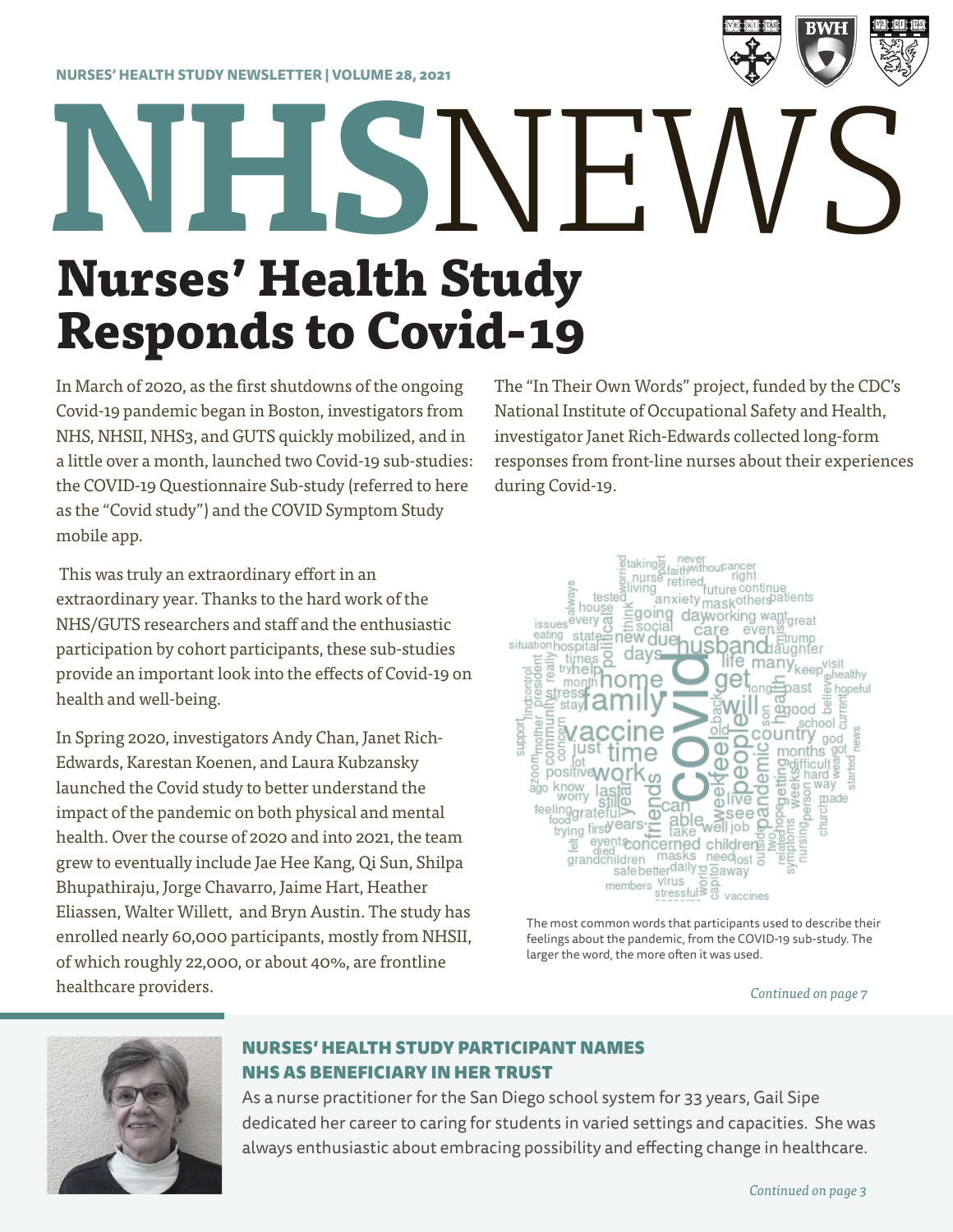NURSES' HEALTH STUDY NEWSLETTER | VOLUME 28, 2021

# NHSNEWS

# Nurses' Health Study Responds to Covid-19

In March of 2020, as the first shutdowns of the ongoing Covid-19 pandemic began in Boston, investigators from NHS, NHSII, NHS3, and GUTS quickly mobilized, and in a little over a month, launched two Covid-19 sub-studies: the COVID-19 Questionnaire Sub-study (referred to here as the "Covid study") and the COVID Symptom Study mobile app.

This was truly an extraordinary effort in an extraordinary year. Thanks to the hard work of the NHS/GUTS researchers and staff and the enthusiastic participation by cohort participants, these sub-studies provide an important look into the effects of Covid-19 on health and well-being.

In Spring 2020, investigators Andy Chan, Janet Rich-Edwards, Karestan Koenen, and Laura Kubzansky launched the Covid study to better understand the impact of the pandemic on both physical and mental health. Over the course of 2020 and into 2021, the team grew to eventually include Jae Hee Kang, Qi Sun, Shilpa Bhupathiraju, Jorge Chavarro, Jaime Hart, Heather Eliassen, Walter Willett, and Bryn Austin. The study has enrolled nearly 60,000 participants, mostly from NHSII, of which roughly 22,000, or about 40%, are frontline healthcare providers.

The "In Their Own Words" project, funded by the CDC's National Institute of Occupational Safety and Health, investigator Janet Rich-Edwards collected long-form responses from front-line nurses about their experiences during Covid-19.

The most common words that participants used to describe their feelings about the pandemic, from the COVID-19 sub-study. The larger the word, the more often it was used.

*Continued on page 7*

## NURSES' HEALTH STUDY PARTICIPANT NAMES NHS AS BENEFICIARY IN HER TRUST

As a nurse practitioner for the San Diego school system for 33 years, Gail Sipe dedicated her career to caring for students in varied settings and capacities. She was always enthusiastic about embracing possibility and effecting change in healthcare.

*Continued on page 3*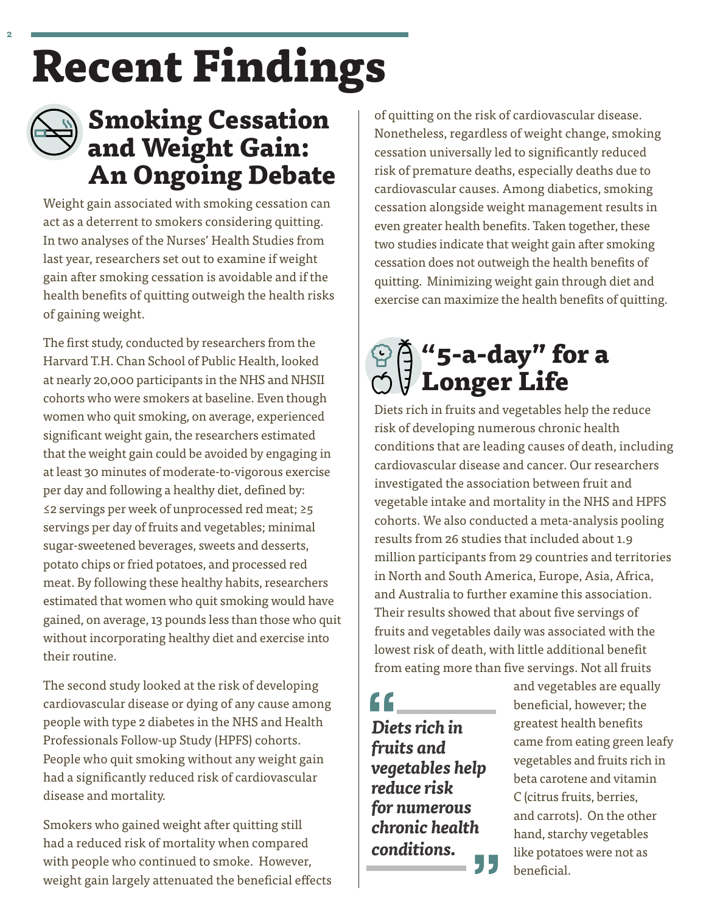# Recent Findings

## Smoking Cessation and Weight Gain: An Ongoing Debate

Weight gain associated with smoking cessation can act as a deterrent to smokers considering quitting. In two analyses of the Nurses' Health Studies from last year, researchers set out to examine if weight gain after smoking cessation is avoidable and if the health benefits of quitting outweigh the health risks of gaining weight.

The first study, conducted by researchers from the Harvard T.H. Chan School of Public Health, looked at nearly 20,000 participants in the NHS and NHSII cohorts who were smokers at baseline. Even though women who quit smoking, on average, experienced significant weight gain, the researchers estimated that the weight gain could be avoided by engaging in at least 30 minutes of moderate-to-vigorous exercise per day and following a healthy diet, defined by: ≤2 servings per week of unprocessed red meat; ≥5 servings per day of fruits and vegetables; minimal sugar-sweetened beverages, sweets and desserts, potato chips or fried potatoes, and processed red meat. By following these healthy habits, researchers estimated that women who quit smoking would have gained, on average, 13 pounds less than those who quit without incorporating healthy diet and exercise into their routine.

The second study looked at the risk of developing cardiovascular disease or dying of any cause among people with type 2 diabetes in the NHS and Health Professionals Follow-up Study (HPFS) cohorts. People who quit smoking without any weight gain had a significantly reduced risk of cardiovascular disease and mortality.

Smokers who gained weight after quitting still had a reduced risk of mortality when compared with people who continued to smoke. However, weight gain largely attenuated the beneficial effects of quitting on the risk of cardiovascular disease. Nonetheless, regardless of weight change, smoking cessation universally led to significantly reduced risk of premature deaths, especially deaths due to cardiovascular causes. Among diabetics, smoking cessation alongside weight management results in even greater health benefits. Taken together, these two studies indicate that weight gain after smoking cessation does not outweigh the health benefits of quitting. Minimizing weight gain through diet and exercise can maximize the health benefits of quitting.

## "5-a-day" for a Longer Life

Diets rich in fruits and vegetables help the reduce risk of developing numerous chronic health conditions that are leading causes of death, including cardiovascular disease and cancer. Our researchers investigated the association between fruit and vegetable intake and mortality in the NHS and HPFS cohorts. We also conducted a meta-analysis pooling results from 26 studies that included about 1.9 million participants from 29 countries and territories in North and South America, Europe, Asia, Africa, and Australia to further examine this association. Their results showed that about five servings of fruits and vegetables daily was associated with the lowest risk of death, with little additional benefit from eating more than five servings. Not all fruits and vegetables are equally beneficial, however; the greatest health benefits came from eating green leafy vegetables and fruits rich in beta carotene and vitamin C (citrus fruits, berries, and carrots). On the other hand, starchy vegetables like potatoes were not as beneficial.

> ***Diets rich in fruits and vegetables help reduce risk for numerous chronic health conditions.***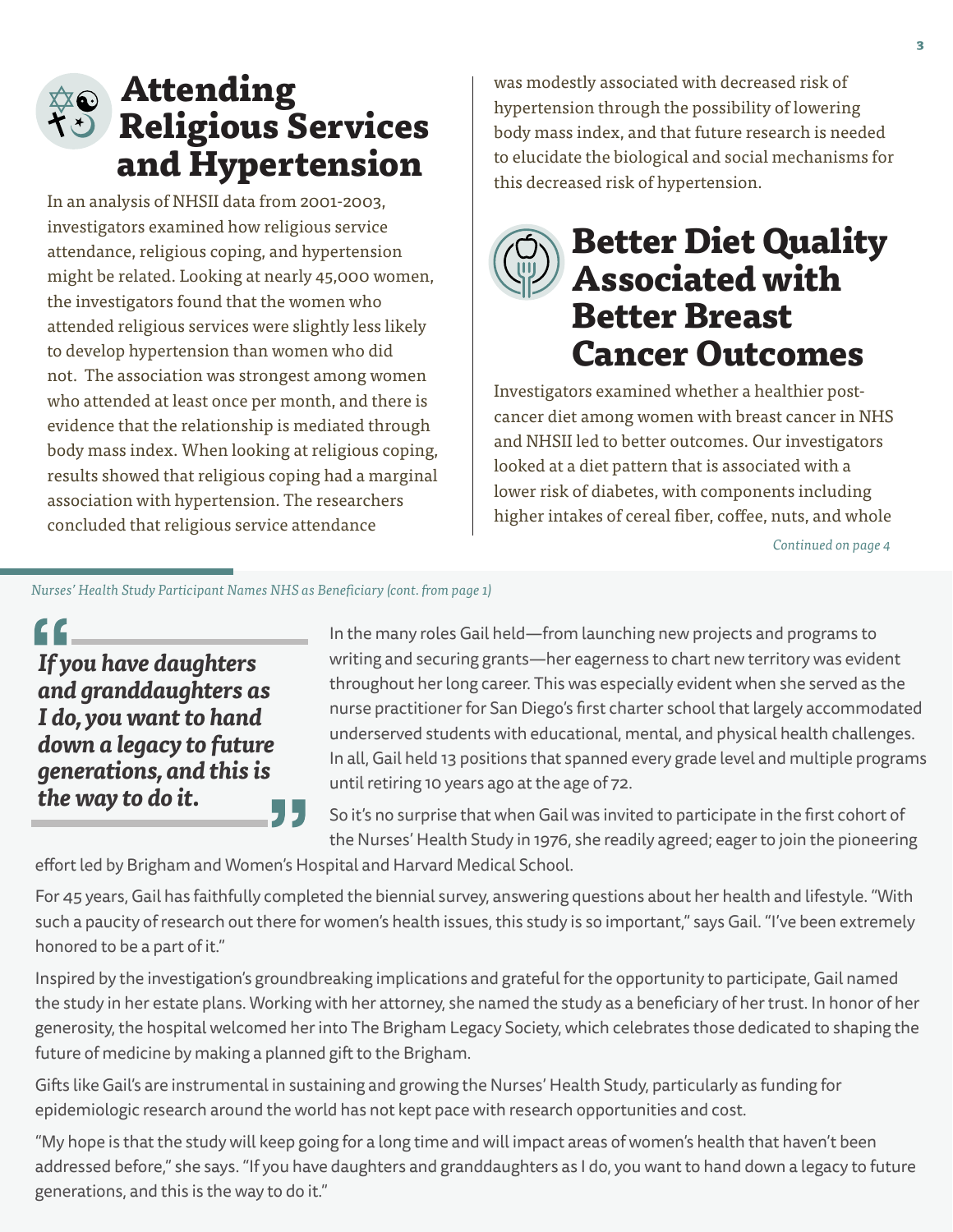## Attending Religious Services and Hypertension

In an analysis of NHSII data from 2001-2003, investigators examined how religious service attendance, religious coping, and hypertension might be related. Looking at nearly 45,000 women, the investigators found that the women who attended religious services were slightly less likely to develop hypertension than women who did not. The association was strongest among women who attended at least once per month, and there is evidence that the relationship is mediated through body mass index. When looking at religious coping, results showed that religious coping had a marginal association with hypertension. The researchers concluded that religious service attendance was modestly associated with decreased risk of hypertension through the possibility of lowering body mass index, and that future research is needed to elucidate the biological and social mechanisms for this decreased risk of hypertension.

## Better Diet Quality Associated with Better Breast Cancer Outcomes

Investigators examined whether a healthier post-cancer diet among women with breast cancer in NHS and NHSII led to better outcomes. Our investigators looked at a diet pattern that is associated with a lower risk of diabetes, with components including higher intakes of cereal fiber, coffee, nuts, and whole

*Continued on page 4*

---

*Nurses' Health Study Participant Names NHS as Beneficiary (cont. from page 1)*

> ***If you have daughters and granddaughters as I do, you want to hand down a legacy to future generations, and this is the way to do it.***

In the many roles Gail held—from launching new projects and programs to writing and securing grants—her eagerness to chart new territory was evident throughout her long career. This was especially evident when she served as the nurse practitioner for San Diego's first charter school that largely accommodated underserved students with educational, mental, and physical health challenges. In all, Gail held 13 positions that spanned every grade level and multiple programs until retiring 10 years ago at the age of 72.

So it's no surprise that when Gail was invited to participate in the first cohort of the Nurses' Health Study in 1976, she readily agreed; eager to join the pioneering effort led by Brigham and Women's Hospital and Harvard Medical School.

For 45 years, Gail has faithfully completed the biennial survey, answering questions about her health and lifestyle. "With such a paucity of research out there for women's health issues, this study is so important," says Gail. "I've been extremely honored to be a part of it."

Inspired by the investigation's groundbreaking implications and grateful for the opportunity to participate, Gail named the study in her estate plans. Working with her attorney, she named the study as a beneficiary of her trust. In honor of her generosity, the hospital welcomed her into The Brigham Legacy Society, which celebrates those dedicated to shaping the future of medicine by making a planned gift to the Brigham.

Gifts like Gail's are instrumental in sustaining and growing the Nurses' Health Study, particularly as funding for epidemiologic research around the world has not kept pace with research opportunities and cost.

"My hope is that the study will keep going for a long time and will impact areas of women's health that haven't been addressed before," she says. "If you have daughters and granddaughters as I do, you want to hand down a legacy to future generations, and this is the way to do it."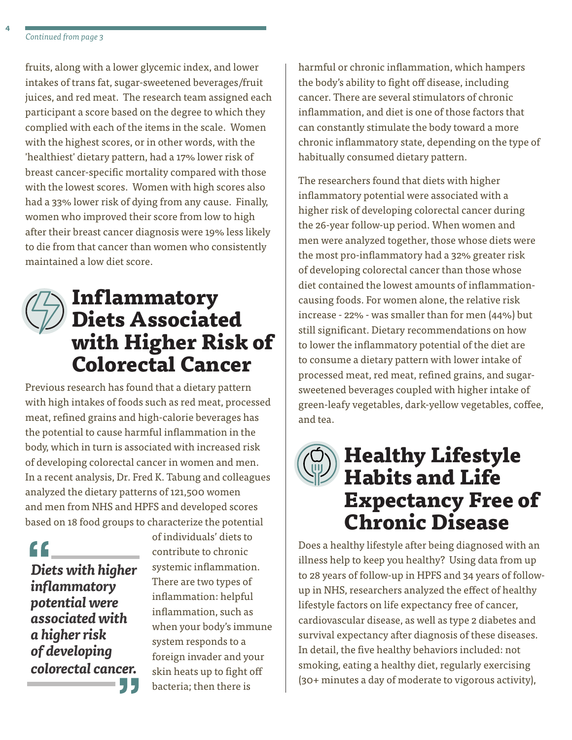*Continued from page 3*

fruits, along with a lower glycemic index, and lower intakes of trans fat, sugar-sweetened beverages/fruit juices, and red meat. The research team assigned each participant a score based on the degree to which they complied with each of the items in the scale. Women with the highest scores, or in other words, with the 'healthiest' dietary pattern, had a 17% lower risk of breast cancer-specific mortality compared with those with the lowest scores. Women with high scores also had a 33% lower risk of dying from any cause. Finally, women who improved their score from low to high after their breast cancer diagnosis were 19% less likely to die from that cancer than women who consistently maintained a low diet score.

## Inflammatory Diets Associated with Higher Risk of Colorectal Cancer

Previous research has found that a dietary pattern with high intakes of foods such as red meat, processed meat, refined grains and high-calorie beverages has the potential to cause harmful inflammation in the body, which in turn is associated with increased risk of developing colorectal cancer in women and men. In a recent analysis, Dr. Fred K. Tabung and colleagues analyzed the dietary patterns of 121,500 women and men from NHS and HPFS and developed scores based on 18 food groups to characterize the potential of individuals' diets to contribute to chronic systemic inflammation. There are two types of inflammation: helpful inflammation, such as when your body's immune system responds to a foreign invader and your skin heats up to fight off bacteria; then there is harmful or chronic inflammation, which hampers the body's ability to fight off disease, including cancer. There are several stimulators of chronic inflammation, and diet is one of those factors that can constantly stimulate the body toward a more chronic inflammatory state, depending on the type of habitually consumed dietary pattern.

> *Diets with higher inflammatory potential were associated with a higher risk of developing colorectal cancer.*

The researchers found that diets with higher inflammatory potential were associated with a higher risk of developing colorectal cancer during the 26-year follow-up period. When women and men were analyzed together, those whose diets were the most pro-inflammatory had a 32% greater risk of developing colorectal cancer than those whose diet contained the lowest amounts of inflammation-causing foods. For women alone, the relative risk increase - 22% - was smaller than for men (44%) but still significant. Dietary recommendations on how to lower the inflammatory potential of the diet are to consume a dietary pattern with lower intake of processed meat, red meat, refined grains, and sugar-sweetened beverages coupled with higher intake of green-leafy vegetables, dark-yellow vegetables, coffee, and tea.

## Healthy Lifestyle Habits and Life Expectancy Free of Chronic Disease

Does a healthy lifestyle after being diagnosed with an illness help to keep you healthy? Using data from up to 28 years of follow-up in HPFS and 34 years of follow-up in NHS, researchers analyzed the effect of healthy lifestyle factors on life expectancy free of cancer, cardiovascular disease, as well as type 2 diabetes and survival expectancy after diagnosis of these diseases. In detail, the five healthy behaviors included: not smoking, eating a healthy diet, regularly exercising (30+ minutes a day of moderate to vigorous activity),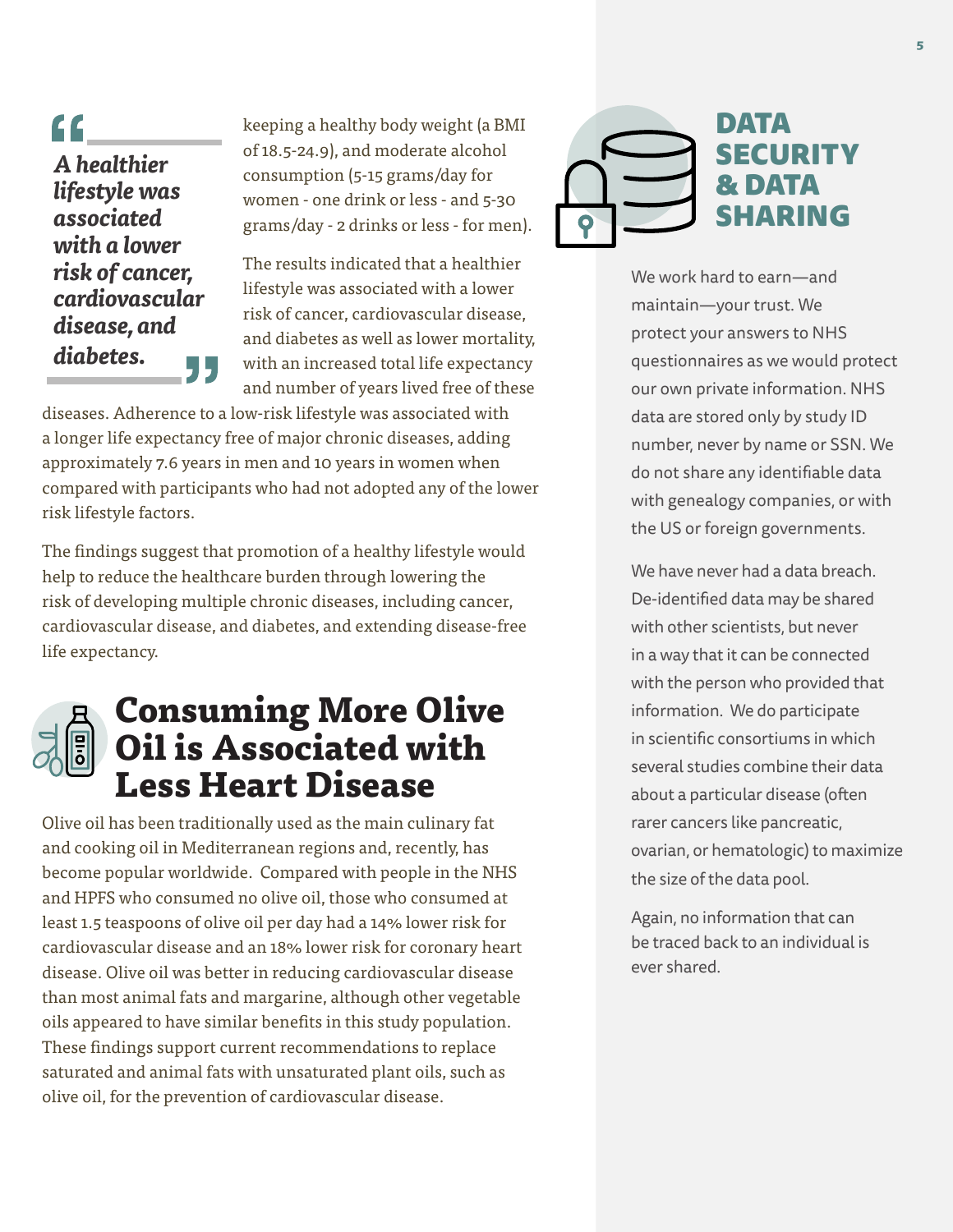> *A healthier lifestyle was associated with a lower risk of cancer, cardiovascular disease, and diabetes.*

keeping a healthy body weight (a BMI of 18.5-24.9), and moderate alcohol consumption (5-15 grams/day for women - one drink or less - and 5-30 grams/day - 2 drinks or less - for men).

The results indicated that a healthier lifestyle was associated with a lower risk of cancer, cardiovascular disease, and diabetes as well as lower mortality, with an increased total life expectancy and number of years lived free of these diseases. Adherence to a low-risk lifestyle was associated with a longer life expectancy free of major chronic diseases, adding approximately 7.6 years in men and 10 years in women when compared with participants who had not adopted any of the lower risk lifestyle factors.

The findings suggest that promotion of a healthy lifestyle would help to reduce the healthcare burden through lowering the risk of developing multiple chronic diseases, including cancer, cardiovascular disease, and diabetes, and extending disease-free life expectancy.

## Consuming More Olive Oil is Associated with Less Heart Disease

Olive oil has been traditionally used as the main culinary fat and cooking oil in Mediterranean regions and, recently, has become popular worldwide. Compared with people in the NHS and HPFS who consumed no olive oil, those who consumed at least 1.5 teaspoons of olive oil per day had a 14% lower risk for cardiovascular disease and an 18% lower risk for coronary heart disease. Olive oil was better in reducing cardiovascular disease than most animal fats and margarine, although other vegetable oils appeared to have similar benefits in this study population. These findings support current recommendations to replace saturated and animal fats with unsaturated plant oils, such as olive oil, for the prevention of cardiovascular disease.

## DATA SECURITY & DATA SHARING

We work hard to earn—and maintain—your trust. We protect your answers to NHS questionnaires as we would protect our own private information. NHS data are stored only by study ID number, never by name or SSN. We do not share any identifiable data with genealogy companies, or with the US or foreign governments.

We have never had a data breach. De-identified data may be shared with other scientists, but never in a way that it can be connected with the person who provided that information. We do participate in scientific consortiums in which several studies combine their data about a particular disease (often rarer cancers like pancreatic, ovarian, or hematologic) to maximize the size of the data pool.

Again, no information that can be traced back to an individual is ever shared.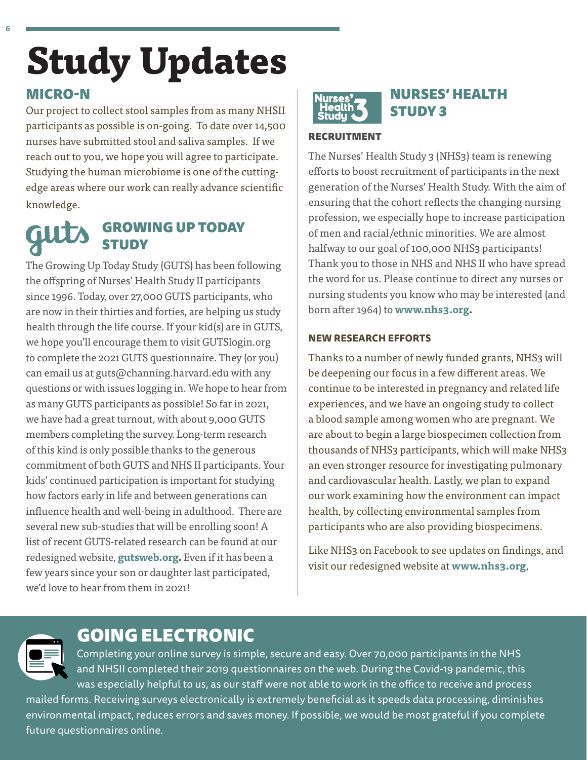# Study Updates

## MICRO-N

Our project to collect stool samples from as many NHSII participants as possible is on-going. To date over 14,500 nurses have submitted stool and saliva samples. If we reach out to you, we hope you will agree to participate. Studying the human microbiome is one of the cutting-edge areas where our work can really advance scientific knowledge.

## GROWING UP TODAY STUDY

The Growing Up Today Study (GUTS) has been following the offspring of Nurses' Health Study II participants since 1996. Today, over 27,000 GUTS participants, who are now in their thirties and forties, are helping us study health through the life course. If your kid(s) are in GUTS, we hope you'll encourage them to visit GUTSlogin.org to complete the 2021 GUTS questionnaire. They (or you) can email us at guts@channing.harvard.edu with any questions or with issues logging in. We hope to hear from as many GUTS participants as possible! So far in 2021, we have had a great turnout, with about 9,000 GUTS members completing the survey. Long-term research of this kind is only possible thanks to the generous commitment of both GUTS and NHS II participants. Your kids' continued participation is important for studying how factors early in life and between generations can influence health and well-being in adulthood. There are several new sub-studies that will be enrolling soon! A list of recent GUTS-related research can be found at our redesigned website, **gutsweb.org.** Even if it has been a few years since your son or daughter last participated, we'd love to hear from them in 2021!

## NURSES' HEALTH STUDY 3

### RECRUITMENT

The Nurses' Health Study 3 (NHS3) team is renewing efforts to boost recruitment of participants in the next generation of the Nurses' Health Study. With the aim of ensuring that the cohort reflects the changing nursing profession, we especially hope to increase participation of men and racial/ethnic minorities. We are almost halfway to our goal of 100,000 NHS3 participants! Thank you to those in NHS and NHS II who have spread the word for us. Please continue to direct any nurses or nursing students you know who may be interested (and born after 1964) to **www.nhs3.org.**

### NEW RESEARCH EFFORTS

Thanks to a number of newly funded grants, NHS3 will be deepening our focus in a few different areas. We continue to be interested in pregnancy and related life experiences, and we have an ongoing study to collect a blood sample among women who are pregnant. We are about to begin a large biospecimen collection from thousands of NHS3 participants, which will make NHS3 an even stronger resource for investigating pulmonary and cardiovascular health. Lastly, we plan to expand our work examining how the environment can impact health, by collecting environmental samples from participants who are also providing biospecimens.

Like NHS3 on Facebook to see updates on findings, and visit our redesigned website at **www.nhs3.org**,

## GOING ELECTRONIC

Completing your online survey is simple, secure and easy. Over 70,000 participants in the NHS and NHSII completed their 2019 questionnaires on the web. During the Covid-19 pandemic, this was especially helpful to us, as our staff were not able to work in the office to receive and process mailed forms. Receiving surveys electronically is extremely beneficial as it speeds data processing, diminishes environmental impact, reduces errors and saves money. If possible, we would be most grateful if you complete future questionnaires online.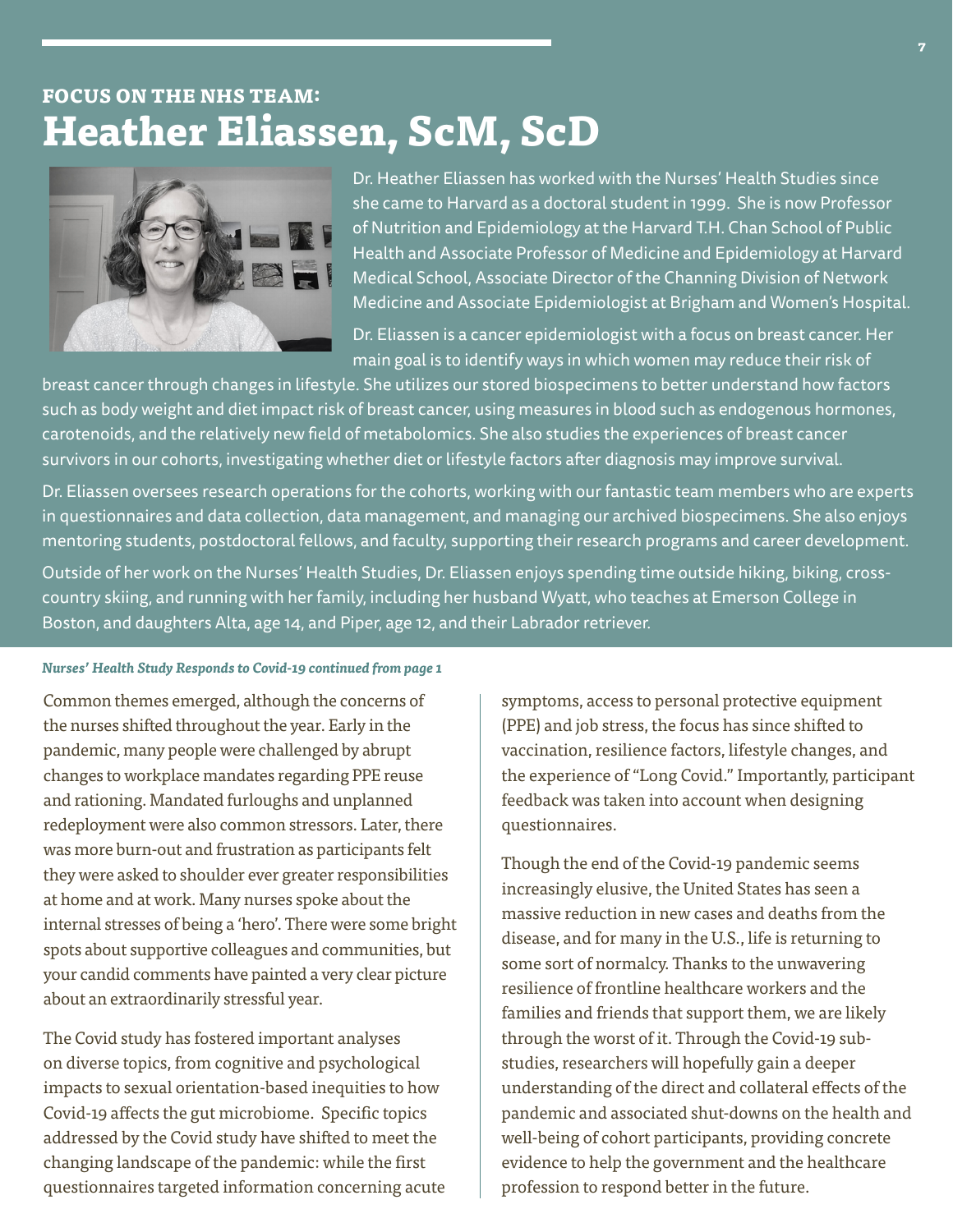## FOCUS ON THE NHS TEAM:

# Heather Eliassen, ScM, ScD

Dr. Heather Eliassen has worked with the Nurses' Health Studies since she came to Harvard as a doctoral student in 1999. She is now Professor of Nutrition and Epidemiology at the Harvard T.H. Chan School of Public Health and Associate Professor of Medicine and Epidemiology at Harvard Medical School, Associate Director of the Channing Division of Network Medicine and Associate Epidemiologist at Brigham and Women's Hospital.

Dr. Eliassen is a cancer epidemiologist with a focus on breast cancer. Her main goal is to identify ways in which women may reduce their risk of breast cancer through changes in lifestyle. She utilizes our stored biospecimens to better understand how factors such as body weight and diet impact risk of breast cancer, using measures in blood such as endogenous hormones, carotenoids, and the relatively new field of metabolomics. She also studies the experiences of breast cancer survivors in our cohorts, investigating whether diet or lifestyle factors after diagnosis may improve survival.

Dr. Eliassen oversees research operations for the cohorts, working with our fantastic team members who are experts in questionnaires and data collection, data management, and managing our archived biospecimens. She also enjoys mentoring students, postdoctoral fellows, and faculty, supporting their research programs and career development.

Outside of her work on the Nurses' Health Studies, Dr. Eliassen enjoys spending time outside hiking, biking, cross-country skiing, and running with her family, including her husband Wyatt, who teaches at Emerson College in Boston, and daughters Alta, age 14, and Piper, age 12, and their Labrador retriever.

***Nurses' Health Study Responds to Covid-19 continued from page 1***

Common themes emerged, although the concerns of the nurses shifted throughout the year. Early in the pandemic, many people were challenged by abrupt changes to workplace mandates regarding PPE reuse and rationing. Mandated furloughs and unplanned redeployment were also common stressors. Later, there was more burn-out and frustration as participants felt they were asked to shoulder ever greater responsibilities at home and at work. Many nurses spoke about the internal stresses of being a 'hero'. There were some bright spots about supportive colleagues and communities, but your candid comments have painted a very clear picture about an extraordinarily stressful year.

The Covid study has fostered important analyses on diverse topics, from cognitive and psychological impacts to sexual orientation-based inequities to how Covid-19 affects the gut microbiome. Specific topics addressed by the Covid study have shifted to meet the changing landscape of the pandemic: while the first questionnaires targeted information concerning acute symptoms, access to personal protective equipment (PPE) and job stress, the focus has since shifted to vaccination, resilience factors, lifestyle changes, and the experience of "Long Covid." Importantly, participant feedback was taken into account when designing questionnaires.

Though the end of the Covid-19 pandemic seems increasingly elusive, the United States has seen a massive reduction in new cases and deaths from the disease, and for many in the U.S., life is returning to some sort of normalcy. Thanks to the unwavering resilience of frontline healthcare workers and the families and friends that support them, we are likely through the worst of it. Through the Covid-19 sub-studies, researchers will hopefully gain a deeper understanding of the direct and collateral effects of the pandemic and associated shut-downs on the health and well-being of cohort participants, providing concrete evidence to help the government and the healthcare profession to respond better in the future.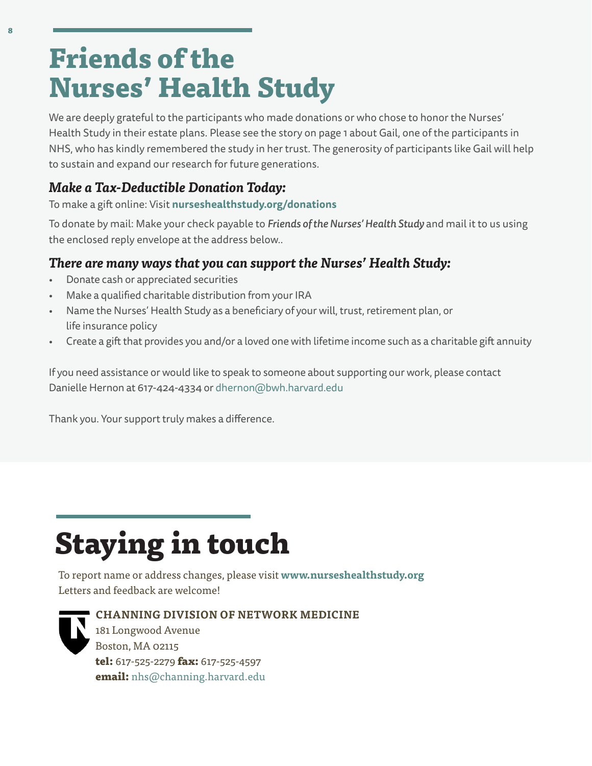# Friends of the Nurses' Health Study

We are deeply grateful to the participants who made donations or who chose to honor the Nurses' Health Study in their estate plans. Please see the story on page 1 about Gail, one of the participants in NHS, who has kindly remembered the study in her trust. The generosity of participants like Gail will help to sustain and expand our research for future generations.

### *Make a Tax-Deductible Donation Today:*

To make a gift online: Visit **nurseshealthstudy.org/donations**

To donate by mail: Make your check payable to *Friends of the Nurses' Health Study* and mail it to us using the enclosed reply envelope at the address below..

### *There are many ways that you can support the Nurses' Health Study:*

- Donate cash or appreciated securities
- Make a qualified charitable distribution from your IRA
- Name the Nurses' Health Study as a beneficiary of your will, trust, retirement plan, or life insurance policy
- Create a gift that provides you and/or a loved one with lifetime income such as a charitable gift annuity

If you need assistance or would like to speak to someone about supporting our work, please contact Danielle Hernon at 617-424-4334 or dhernon@bwh.harvard.edu

Thank you. Your support truly makes a difference.

# Staying in touch

To report name or address changes, please visit **www.nurseshealthstudy.org**
Letters and feedback are welcome!

**CHANNING DIVISION OF NETWORK MEDICINE**
181 Longwood Avenue
Boston, MA 02115
**tel:** 617-525-2279 **fax:** 617-525-4597
**email:** nhs@channing.harvard.edu